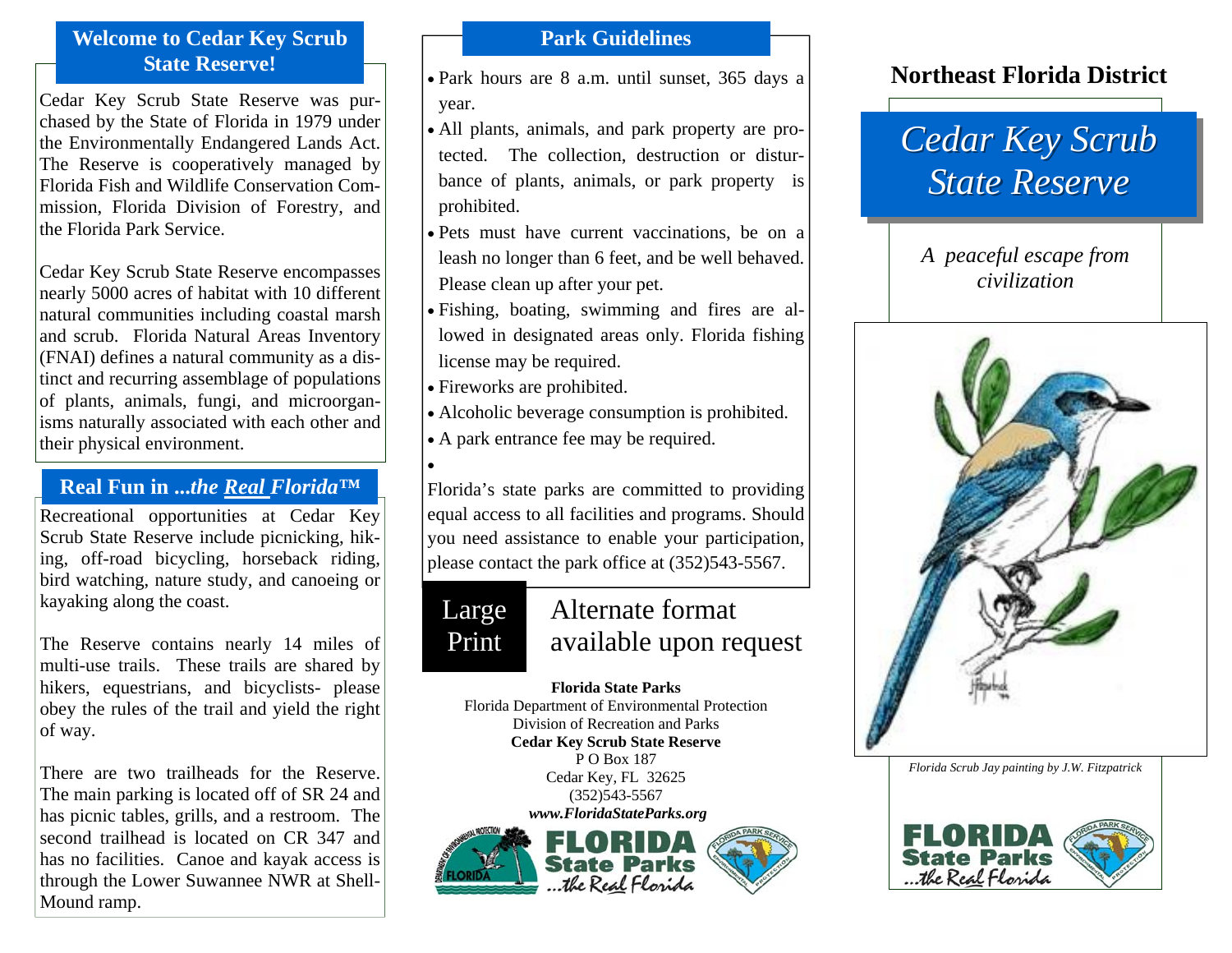## Welcome to Cedar Key Scrub State Reserve!

Cedar Key Scrub State Reserve was purchased by the State of Florida in 1979 under the Environmentally Endangered Lands Act. The Reserve is cooperatively managed by Florida Fish and Wildlife Conservation Commission, Florida Division of Forestry, and the Florida Park Service.

Cedar Key Scrub State Reserve encompasses nearly 5000 acres of habitat with 10 different natural communities including coastal marsh and scrub. Florida Natural Areas Inventory (FNAI) defines a natural community as a distinct and recurring assemblage of populations of plants, animals, fungi, and microorganisms naturally associated with each other and their physical environment.

## Real Fun in ...*the Real Florida*™

Recreational opportunities at Cedar Key Scrub State Reserve include picnicking, hiking, off-road bicycling, horseback riding, bird watching, nature study, and canoeing or kayaking along the coast.

The Reserve contains nearly 14 miles of multi-use trails. These trails are shared by hikers, equestrians, and bicyclists- please obey the rules of the trail and yield the right of way.

There are two trailheads for the Reserve. The main parking is located off of SR 24 and has picnic tables, grills, and a restroom. The second trailhead is located on CR 347 and has no facilities. Canoe and kayak access is through the Lower Suwannee NWR at Shell-Mound ramp.

## Park Guidelines

- Park hours are 8 a.m. until sunset, 365 days a year.
- All plants, animals, and park property are protected. The collection, destruction or disturbance of plants, animals, or park property is prohibited.
- Pets must have current vaccinations, be on a leash no longer than 6 feet, and be well behaved. Please clean up after your pet.
- Fishing, boating, swimming and fires are allowed in designated areas only. Florida fishing license may be required.
- Fireworks are prohibited.
- Alcoholic beverage consumption is prohibited.
- A park entrance fee may be required.

Florida's state parks are committed to providing equal access to all facilities and programs. Should you need assistance to enable your participation, please contact the park office at (352)543-5567.

**Large Print** Alternate format available upon request

**Florida State Parks**
Florida Department of Environmental Protection
Division of Recreation and Parks
**Cedar Key Scrub State Reserve**
P O Box 187
Cedar Key, FL 32625
(352)543-5567
***www.FloridaStateParks.org***

FLORIDA State Parks ...the Real Florida

## Northeast Florida District

# *Cedar Key Scrub State Reserve*

*A peaceful escape from civilization*

*Florida Scrub Jay painting by J.W. Fitzpatrick*

FLORIDA State Parks ...the Real Florida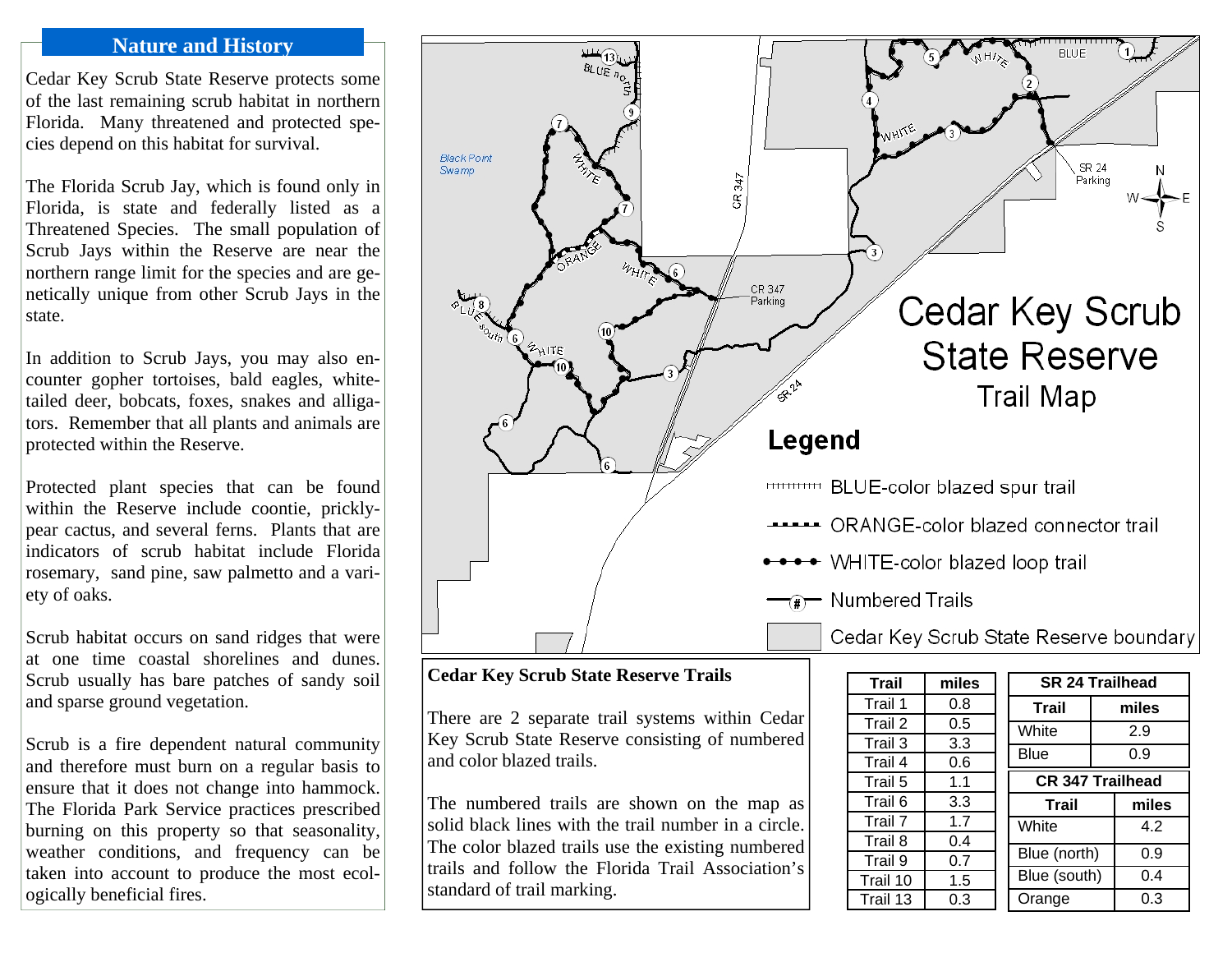## Nature and History

Cedar Key Scrub State Reserve protects some of the last remaining scrub habitat in northern Florida. Many threatened and protected species depend on this habitat for survival.

The Florida Scrub Jay, which is found only in Florida, is state and federally listed as a Threatened Species. The small population of Scrub Jays within the Reserve are near the northern range limit for the species and are genetically unique from other Scrub Jays in the state.

In addition to Scrub Jays, you may also encounter gopher tortoises, bald eagles, white-tailed deer, bobcats, foxes, snakes and alligators. Remember that all plants and animals are protected within the Reserve.

Protected plant species that can be found within the Reserve include coontie, prickly-pear cactus, and several ferns. Plants that are indicators of scrub habitat include Florida rosemary, sand pine, saw palmetto and a variety of oaks.

Scrub habitat occurs on sand ridges that were at one time coastal shorelines and dunes. Scrub usually has bare patches of sandy soil and sparse ground vegetation.

Scrub is a fire dependent natural community and therefore must burn on a regular basis to ensure that it does not change into hammock. The Florida Park Service practices prescribed burning on this property so that seasonality, weather conditions, and frequency can be taken into account to produce the most ecologically beneficial fires.

# Cedar Key Scrub State Reserve

## Trail Map

Black Point Swamp

CR 347

CR 347 Parking

SR 24

SR 24 Parking

N W E S

BLUE north, BLUE south, BLUE, WHITE, ORANGE

### Legend

- BLUE-color blazed spur trail
- ORANGE-color blazed connector trail
- WHITE-color blazed loop trail
- Numbered Trails
- Cedar Key Scrub State Reserve boundary

### Cedar Key Scrub State Reserve Trails

There are 2 separate trail systems within Cedar Key Scrub State Reserve consisting of numbered and color blazed trails.

The numbered trails are shown on the map as solid black lines with the trail number in a circle. The color blazed trails use the existing numbered trails and follow the Florida Trail Association's standard of trail marking.

| Trail | miles |
|---|---|
| Trail 1 | 0.8 |
| Trail 2 | 0.5 |
| Trail 3 | 3.3 |
| Trail 4 | 0.6 |
| Trail 5 | 1.1 |
| Trail 6 | 3.3 |
| Trail 7 | 1.7 |
| Trail 8 | 0.4 |
| Trail 9 | 0.7 |
| Trail 10 | 1.5 |
| Trail 13 | 0.3 |

**SR 24 Trailhead**

| Trail | miles |
|---|---|
| White | 2.9 |
| Blue | 0.9 |

**CR 347 Trailhead**

| Trail | miles |
|---|---|
| White | 4.2 |
| Blue (north) | 0.9 |
| Blue (south) | 0.4 |
| Orange | 0.3 |